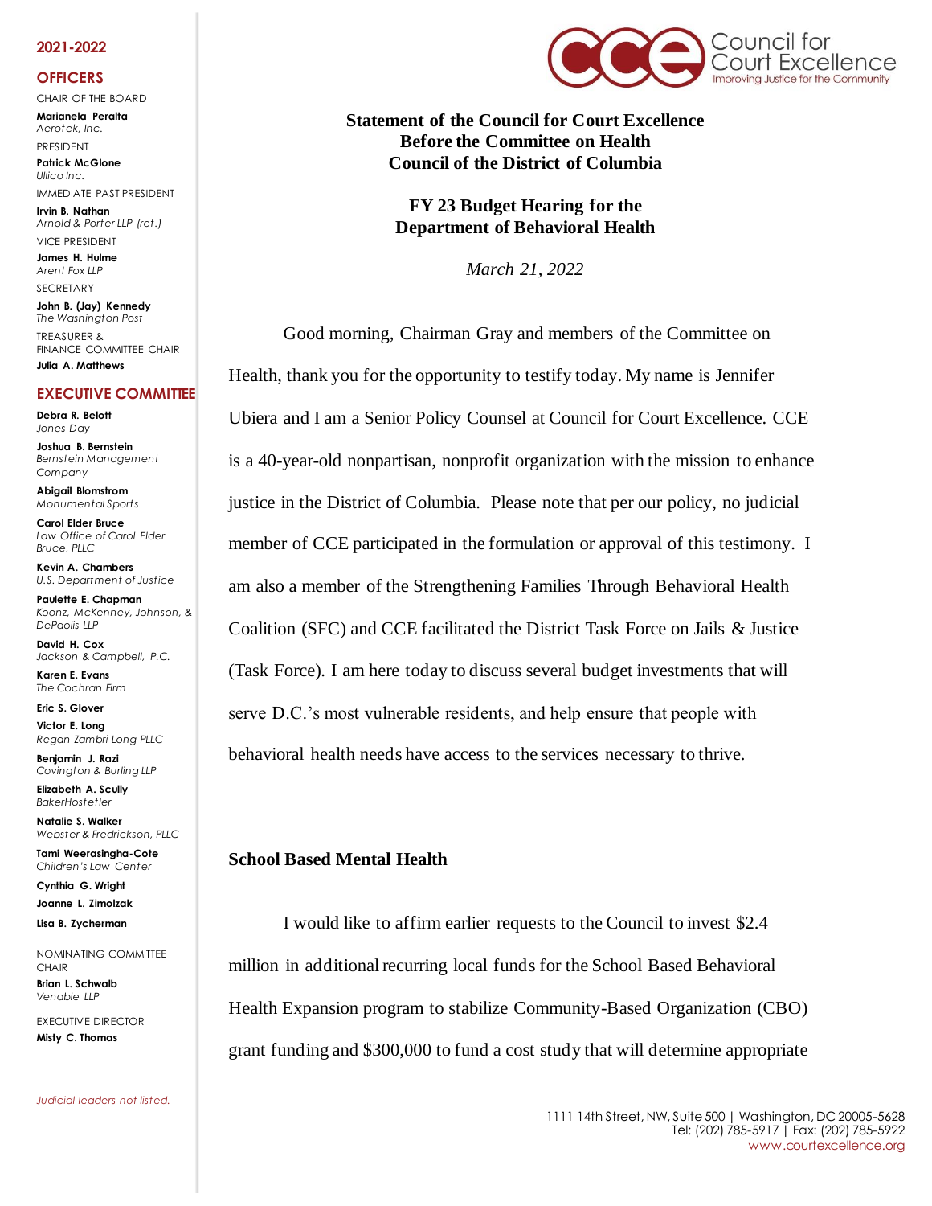**2021-2022**

**OFFICERS**

CHAIR OF THE BOARD
**Marianela Peralta**
*Aerotek, Inc.*

PRESIDENT
**Patrick McGlone**
*Ullico Inc.*

IMMEDIATE PAST PRESIDENT
**Irvin B. Nathan**
*Arnold & Porter LLP (ret.)*

VICE PRESIDENT
**James H. Hulme**
*Arent Fox LLP*

SECRETARY
**John B. (Jay) Kennedy**
*The Washington Post*

TREASURER & FINANCE COMMITTEE CHAIR
**Julia A. Matthews**

**EXECUTIVE COMMITTEE**

**Debra R. Belott**
*Jones Day*

**Joshua B. Bernstein**
*Bernstein Management Company*

**Abigail Blomstrom**
*Monumental Sports*

**Carol Elder Bruce**
*Law Office of Carol Elder Bruce, PLLC*

**Kevin A. Chambers**
*U.S. Department of Justice*

**Paulette E. Chapman**
*Koonz, McKenney, Johnson, & DePaolis LLP*

**David H. Cox**
*Jackson & Campbell, P.C.*

**Karen E. Evans**
*The Cochran Firm*

**Eric S. Glover**

**Victor E. Long**
*Regan Zambri Long PLLC*

**Benjamin J. Razi**
*Covington & Burling LLP*

**Elizabeth A. Scully**
*BakerHostetler*

**Natalie S. Walker**
*Webster & Fredrickson, PLLC*

**Tami Weerasingha-Cote**
*Children's Law Center*

**Cynthia G. Wright**

**Joanne L. Zimolzak**

**Lisa B. Zycherman**

NOMINATING COMMITTEE CHAIR
**Brian L. Schwalb**
*Venable LLP*

EXECUTIVE DIRECTOR
**Misty C. Thomas**

*Judicial leaders not listed.*

Council for Court Excellence
Improving Justice for the Community

**Statement of the Council for Court Excellence**
**Before the Committee on Health**
**Council of the District of Columbia**

**FY 23 Budget Hearing for the**
**Department of Behavioral Health**

*March 21, 2022*

Good morning, Chairman Gray and members of the Committee on Health, thank you for the opportunity to testify today. My name is Jennifer Ubiera and I am a Senior Policy Counsel at Council for Court Excellence. CCE is a 40-year-old nonpartisan, nonprofit organization with the mission to enhance justice in the District of Columbia. Please note that per our policy, no judicial member of CCE participated in the formulation or approval of this testimony. I am also a member of the Strengthening Families Through Behavioral Health Coalition (SFC) and CCE facilitated the District Task Force on Jails & Justice (Task Force). I am here today to discuss several budget investments that will serve D.C.'s most vulnerable residents, and help ensure that people with behavioral health needs have access to the services necessary to thrive.

## School Based Mental Health

I would like to affirm earlier requests to the Council to invest $2.4 million in additional recurring local funds for the School Based Behavioral Health Expansion program to stabilize Community-Based Organization (CBO) grant funding and $300,000 to fund a cost study that will determine appropriate

1111 14th Street, NW, Suite 500 | Washington, DC 20005-5628
Tel: (202) 785-5917 | Fax: (202) 785-5922
www.courtexcellence.org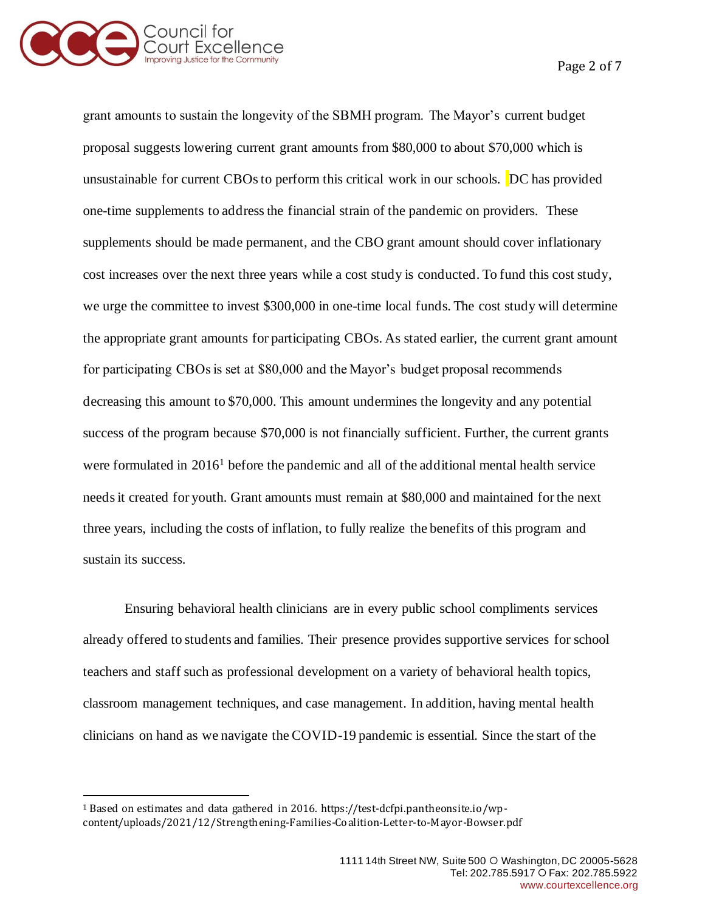grant amounts to sustain the longevity of the SBMH program. The Mayor's current budget proposal suggests lowering current grant amounts from $80,000 to about $70,000 which is unsustainable for current CBOs to perform this critical work in our schools. DC has provided one-time supplements to address the financial strain of the pandemic on providers. These supplements should be made permanent, and the CBO grant amount should cover inflationary cost increases over the next three years while a cost study is conducted. To fund this cost study, we urge the committee to invest $300,000 in one-time local funds. The cost study will determine the appropriate grant amounts for participating CBOs. As stated earlier, the current grant amount for participating CBOs is set at $80,000 and the Mayor's budget proposal recommends decreasing this amount to $70,000. This amount undermines the longevity and any potential success of the program because $70,000 is not financially sufficient. Further, the current grants were formulated in 2016[1] before the pandemic and all of the additional mental health service needs it created for youth. Grant amounts must remain at $80,000 and maintained for the next three years, including the costs of inflation, to fully realize the benefits of this program and sustain its success.

Ensuring behavioral health clinicians are in every public school compliments services already offered to students and families. Their presence provides supportive services for school teachers and staff such as professional development on a variety of behavioral health topics, classroom management techniques, and case management. In addition, having mental health clinicians on hand as we navigate the COVID-19 pandemic is essential. Since the start of the

---

[1] Based on estimates and data gathered in 2016. https://test-dcfpi.pantheonsite.io/wp-content/uploads/2021/12/Strengthening-Families-Coalition-Letter-to-Mayor-Bowser.pdf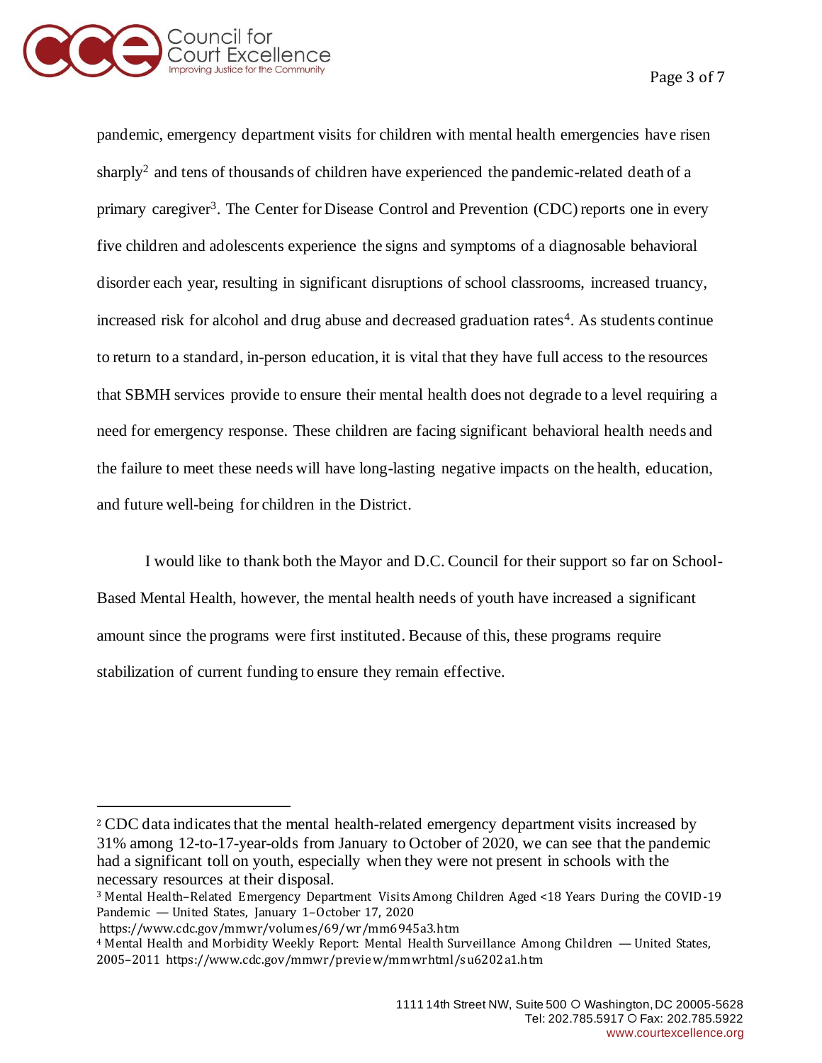pandemic, emergency department visits for children with mental health emergencies have risen sharply[2] and tens of thousands of children have experienced the pandemic-related death of a primary caregiver[3]. The Center for Disease Control and Prevention (CDC) reports one in every five children and adolescents experience the signs and symptoms of a diagnosable behavioral disorder each year, resulting in significant disruptions of school classrooms, increased truancy, increased risk for alcohol and drug abuse and decreased graduation rates[4]. As students continue to return to a standard, in-person education, it is vital that they have full access to the resources that SBMH services provide to ensure their mental health does not degrade to a level requiring a need for emergency response. These children are facing significant behavioral health needs and the failure to meet these needs will have long-lasting negative impacts on the health, education, and future well-being for children in the District.

I would like to thank both the Mayor and D.C. Council for their support so far on School-Based Mental Health, however, the mental health needs of youth have increased a significant amount since the programs were first instituted. Because of this, these programs require stabilization of current funding to ensure they remain effective.

---

[2] CDC data indicates that the mental health-related emergency department visits increased by 31% among 12-to-17-year-olds from January to October of 2020, we can see that the pandemic had a significant toll on youth, especially when they were not present in schools with the necessary resources at their disposal.

[3] Mental Health–Related Emergency Department Visits Among Children Aged <18 Years During the COVID-19 Pandemic — United States, January 1–October 17, 2020 https://www.cdc.gov/mmwr/volumes/69/wr/mm6945a3.htm

[4] Mental Health and Morbidity Weekly Report: Mental Health Surveillance Among Children — United States, 2005–2011 https://www.cdc.gov/mmwr/preview/mmwrhtml/su6202a1.htm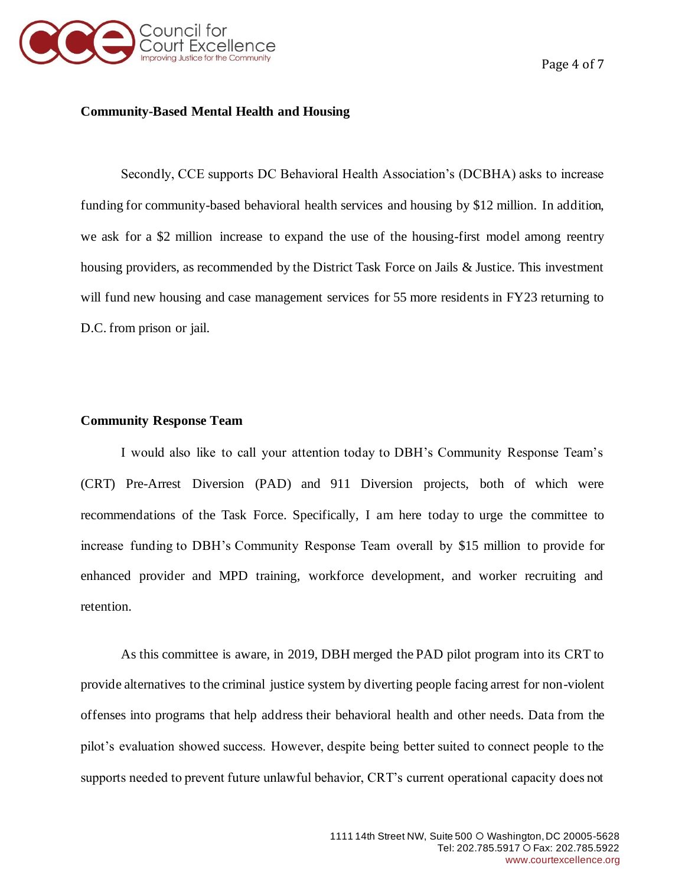**Community-Based Mental Health and Housing**

Secondly, CCE supports DC Behavioral Health Association's (DCBHA) asks to increase funding for community-based behavioral health services and housing by $12 million. In addition, we ask for a $2 million increase to expand the use of the housing-first model among reentry housing providers, as recommended by the District Task Force on Jails & Justice. This investment will fund new housing and case management services for 55 more residents in FY23 returning to D.C. from prison or jail.

**Community Response Team**

I would also like to call your attention today to DBH's Community Response Team's (CRT) Pre-Arrest Diversion (PAD) and 911 Diversion projects, both of which were recommendations of the Task Force. Specifically, I am here today to urge the committee to increase funding to DBH's Community Response Team overall by $15 million to provide for enhanced provider and MPD training, workforce development, and worker recruiting and retention.

As this committee is aware, in 2019, DBH merged the PAD pilot program into its CRT to provide alternatives to the criminal justice system by diverting people facing arrest for non-violent offenses into programs that help address their behavioral health and other needs. Data from the pilot's evaluation showed success. However, despite being better suited to connect people to the supports needed to prevent future unlawful behavior, CRT's current operational capacity does not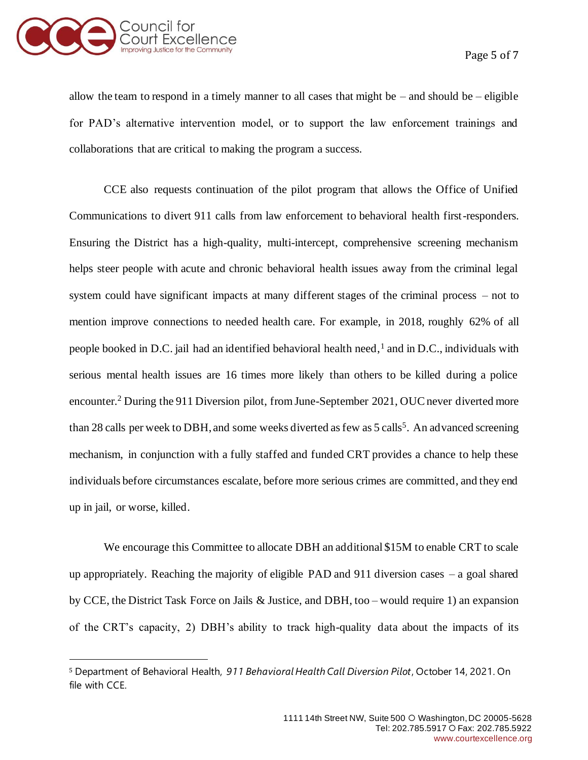allow the team to respond in a timely manner to all cases that might be – and should be – eligible for PAD's alternative intervention model, or to support the law enforcement trainings and collaborations that are critical to making the program a success.

CCE also requests continuation of the pilot program that allows the Office of Unified Communications to divert 911 calls from law enforcement to behavioral health first-responders. Ensuring the District has a high-quality, multi-intercept, comprehensive screening mechanism helps steer people with acute and chronic behavioral health issues away from the criminal legal system could have significant impacts at many different stages of the criminal process – not to mention improve connections to needed health care. For example, in 2018, roughly 62% of all people booked in D.C. jail had an identified behavioral health need,[1] and in D.C., individuals with serious mental health issues are 16 times more likely than others to be killed during a police encounter.[2] During the 911 Diversion pilot, from June-September 2021, OUC never diverted more than 28 calls per week to DBH, and some weeks diverted as few as 5 calls[5]. An advanced screening mechanism, in conjunction with a fully staffed and funded CRT provides a chance to help these individuals before circumstances escalate, before more serious crimes are committed, and they end up in jail, or worse, killed.

We encourage this Committee to allocate DBH an additional $15M to enable CRT to scale up appropriately. Reaching the majority of eligible PAD and 911 diversion cases – a goal shared by CCE, the District Task Force on Jails & Justice, and DBH, too – would require 1) an expansion of the CRT's capacity, 2) DBH's ability to track high-quality data about the impacts of its

---

[5] Department of Behavioral Health, *911 Behavioral Health Call Diversion Pilot*, October 14, 2021. On file with CCE.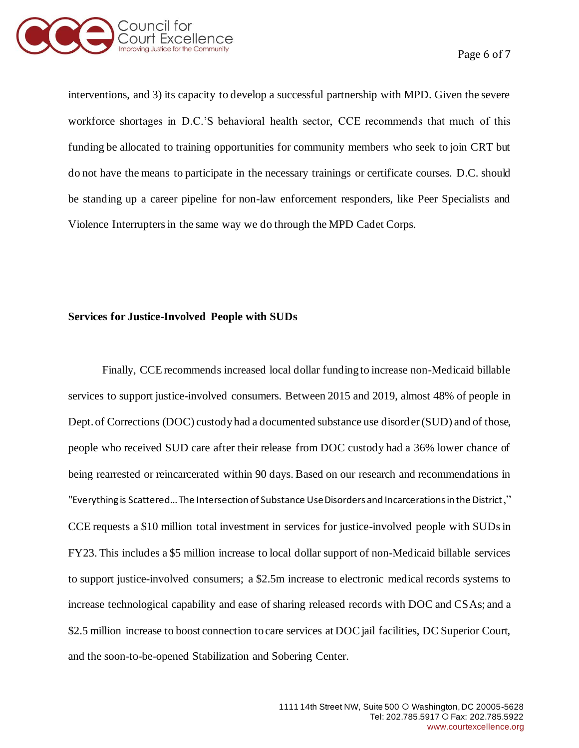interventions, and 3) its capacity to develop a successful partnership with MPD. Given the severe workforce shortages in D.C.'S behavioral health sector, CCE recommends that much of this funding be allocated to training opportunities for community members who seek to join CRT but do not have the means to participate in the necessary trainings or certificate courses. D.C. should be standing up a career pipeline for non-law enforcement responders, like Peer Specialists and Violence Interrupters in the same way we do through the MPD Cadet Corps.

**Services for Justice-Involved People with SUDs**

Finally, CCE recommends increased local dollar funding to increase non-Medicaid billable services to support justice-involved consumers. Between 2015 and 2019, almost 48% of people in Dept. of Corrections (DOC) custody had a documented substance use disorder (SUD) and of those, people who received SUD care after their release from DOC custody had a 36% lower chance of being rearrested or reincarcerated within 90 days. Based on our research and recommendations in "Everything is Scattered... The Intersection of Substance Use Disorders and Incarcerations in the District," CCE requests a $10 million total investment in services for justice-involved people with SUDs in FY23. This includes a $5 million increase to local dollar support of non-Medicaid billable services to support justice-involved consumers; a $2.5m increase to electronic medical records systems to increase technological capability and ease of sharing released records with DOC and CSAs; and a $2.5 million increase to boost connection to care services at DOC jail facilities, DC Superior Court, and the soon-to-be-opened Stabilization and Sobering Center.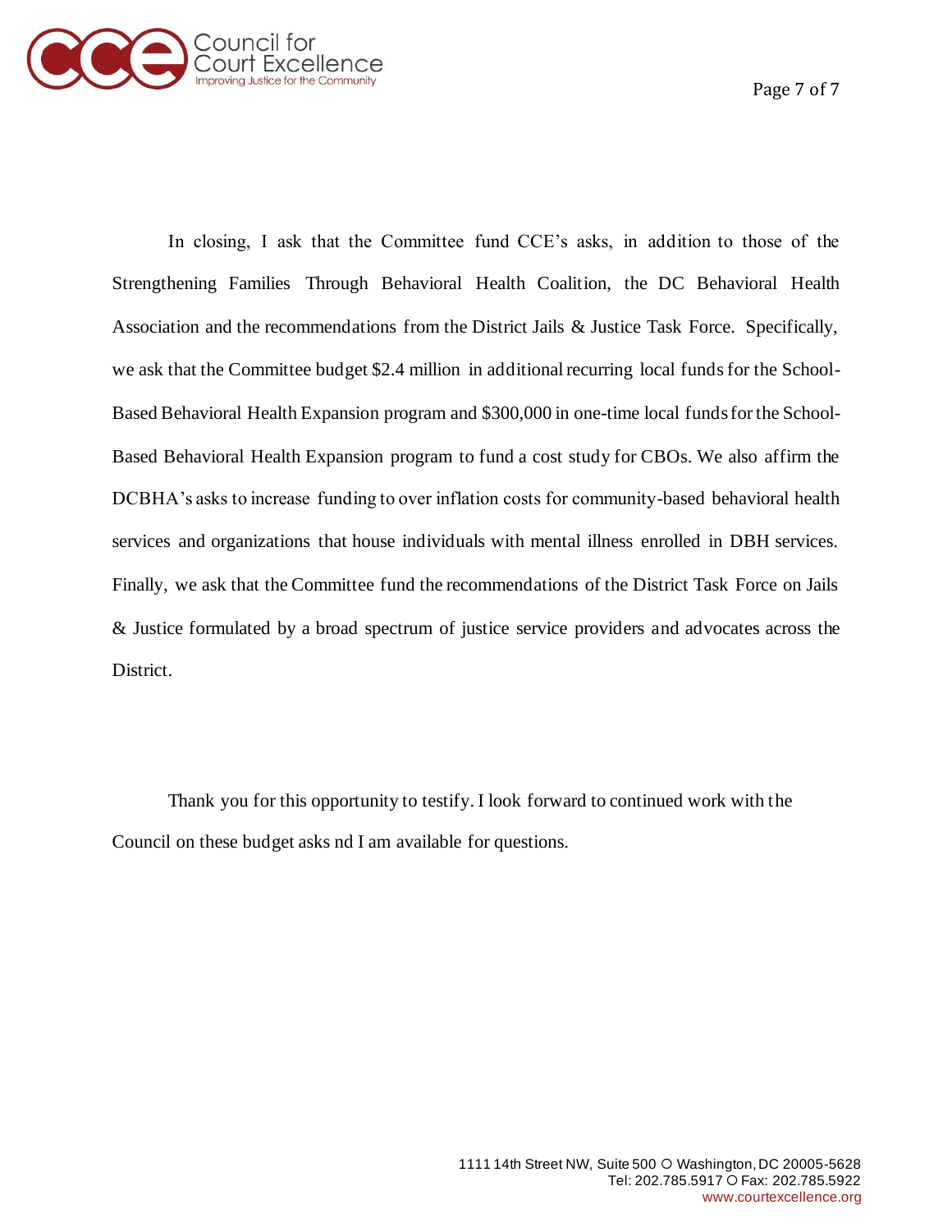In closing, I ask that the Committee fund CCE's asks, in addition to those of the Strengthening Families Through Behavioral Health Coalition, the DC Behavioral Health Association and the recommendations from the District Jails & Justice Task Force. Specifically, we ask that the Committee budget $2.4 million in additional recurring local funds for the School-Based Behavioral Health Expansion program and $300,000 in one-time local funds for the School-Based Behavioral Health Expansion program to fund a cost study for CBOs. We also affirm the DCBHA's asks to increase funding to over inflation costs for community-based behavioral health services and organizations that house individuals with mental illness enrolled in DBH services. Finally, we ask that the Committee fund the recommendations of the District Task Force on Jails & Justice formulated by a broad spectrum of justice service providers and advocates across the District.

Thank you for this opportunity to testify. I look forward to continued work with the Council on these budget asks nd I am available for questions.